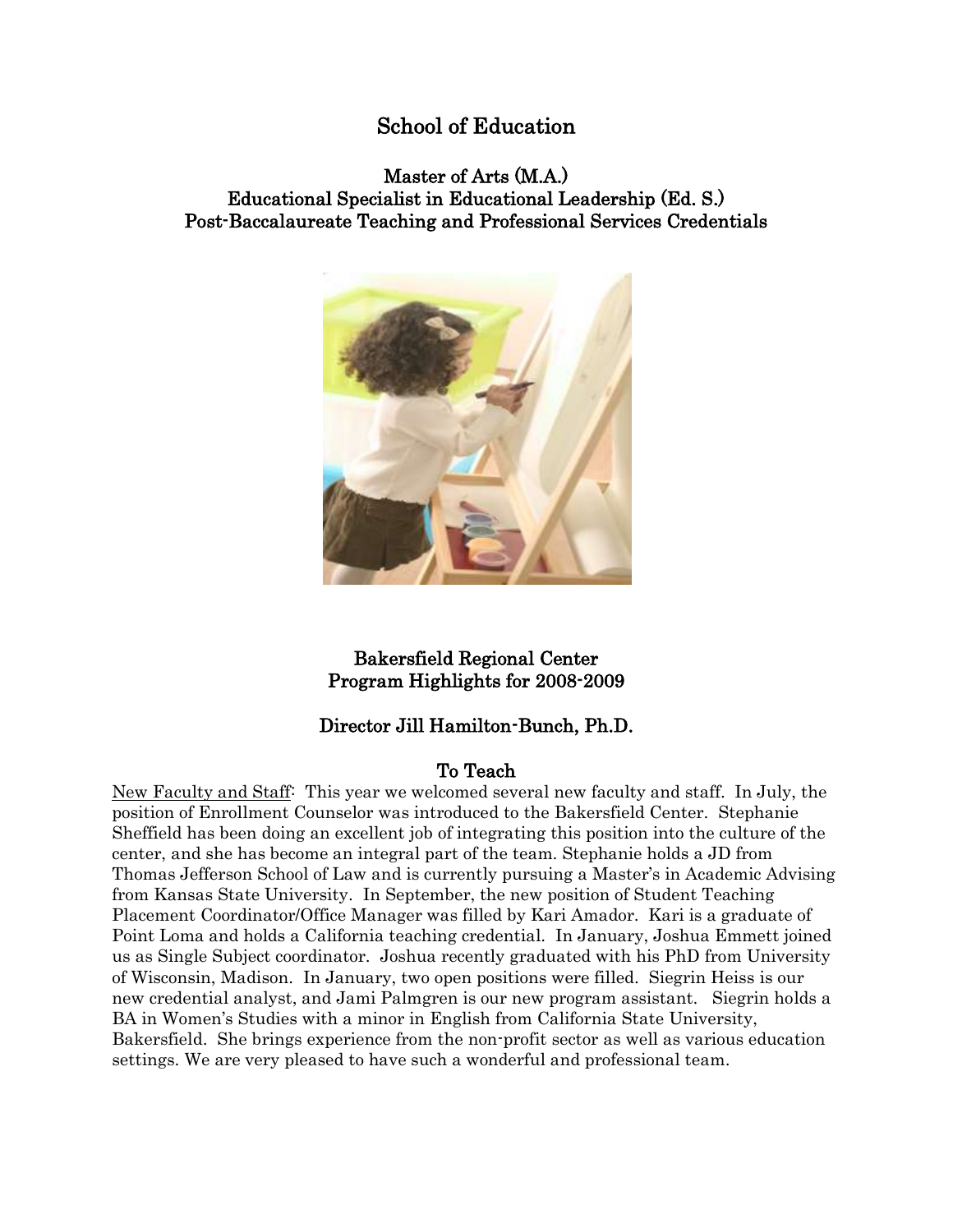# School of Education

## Master of Arts (M.A.)
## Educational Specialist in Educational Leadership (Ed. S.)
## Post-Baccalaureate Teaching and Professional Services Credentials

## Bakersfield Regional Center
## Program Highlights for 2008-2009

### Director Jill Hamilton-Bunch, Ph.D.

### To Teach

New Faculty and Staff: This year we welcomed several new faculty and staff. In July, the position of Enrollment Counselor was introduced to the Bakersfield Center. Stephanie Sheffield has been doing an excellent job of integrating this position into the culture of the center, and she has become an integral part of the team. Stephanie holds a JD from Thomas Jefferson School of Law and is currently pursuing a Master's in Academic Advising from Kansas State University. In September, the new position of Student Teaching Placement Coordinator/Office Manager was filled by Kari Amador. Kari is a graduate of Point Loma and holds a California teaching credential. In January, Joshua Emmett joined us as Single Subject coordinator. Joshua recently graduated with his PhD from University of Wisconsin, Madison. In January, two open positions were filled. Siegrin Heiss is our new credential analyst, and Jami Palmgren is our new program assistant. Siegrin holds a BA in Women's Studies with a minor in English from California State University, Bakersfield. She brings experience from the non-profit sector as well as various education settings. We are very pleased to have such a wonderful and professional team.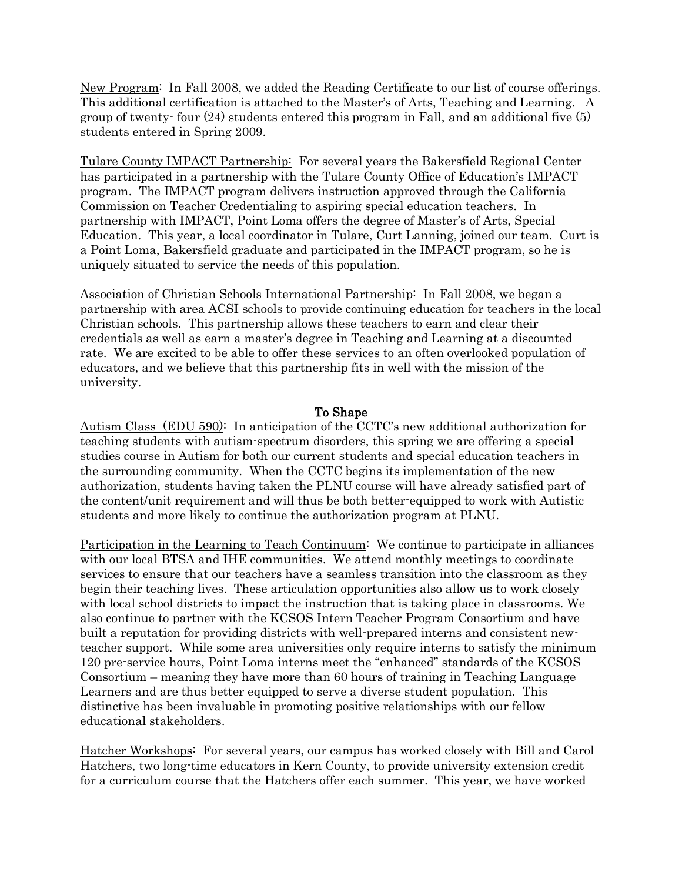<u>New Program</u>: In Fall 2008, we added the Reading Certificate to our list of course offerings. This additional certification is attached to the Master's of Arts, Teaching and Learning. A group of twenty- four (24) students entered this program in Fall, and an additional five (5) students entered in Spring 2009.

<u>Tulare County IMPACT Partnership</u>: For several years the Bakersfield Regional Center has participated in a partnership with the Tulare County Office of Education's IMPACT program. The IMPACT program delivers instruction approved through the California Commission on Teacher Credentialing to aspiring special education teachers. In partnership with IMPACT, Point Loma offers the degree of Master's of Arts, Special Education. This year, a local coordinator in Tulare, Curt Lanning, joined our team. Curt is a Point Loma, Bakersfield graduate and participated in the IMPACT program, so he is uniquely situated to service the needs of this population.

<u>Association of Christian Schools International Partnership</u>: In Fall 2008, we began a partnership with area ACSI schools to provide continuing education for teachers in the local Christian schools. This partnership allows these teachers to earn and clear their credentials as well as earn a master's degree in Teaching and Learning at a discounted rate. We are excited to be able to offer these services to an often overlooked population of educators, and we believe that this partnership fits in well with the mission of the university.

**To Shape**

<u>Autism Class (EDU 590)</u>: In anticipation of the CCTC's new additional authorization for teaching students with autism-spectrum disorders, this spring we are offering a special studies course in Autism for both our current students and special education teachers in the surrounding community. When the CCTC begins its implementation of the new authorization, students having taken the PLNU course will have already satisfied part of the content/unit requirement and will thus be both better-equipped to work with Autistic students and more likely to continue the authorization program at PLNU.

<u>Participation in the Learning to Teach Continuum</u>: We continue to participate in alliances with our local BTSA and IHE communities. We attend monthly meetings to coordinate services to ensure that our teachers have a seamless transition into the classroom as they begin their teaching lives. These articulation opportunities also allow us to work closely with local school districts to impact the instruction that is taking place in classrooms. We also continue to partner with the KCSOS Intern Teacher Program Consortium and have built a reputation for providing districts with well-prepared interns and consistent new-teacher support. While some area universities only require interns to satisfy the minimum 120 pre-service hours, Point Loma interns meet the "enhanced" standards of the KCSOS Consortium – meaning they have more than 60 hours of training in Teaching Language Learners and are thus better equipped to serve a diverse student population. This distinctive has been invaluable in promoting positive relationships with our fellow educational stakeholders.

<u>Hatcher Workshops</u>: For several years, our campus has worked closely with Bill and Carol Hatchers, two long-time educators in Kern County, to provide university extension credit for a curriculum course that the Hatchers offer each summer. This year, we have worked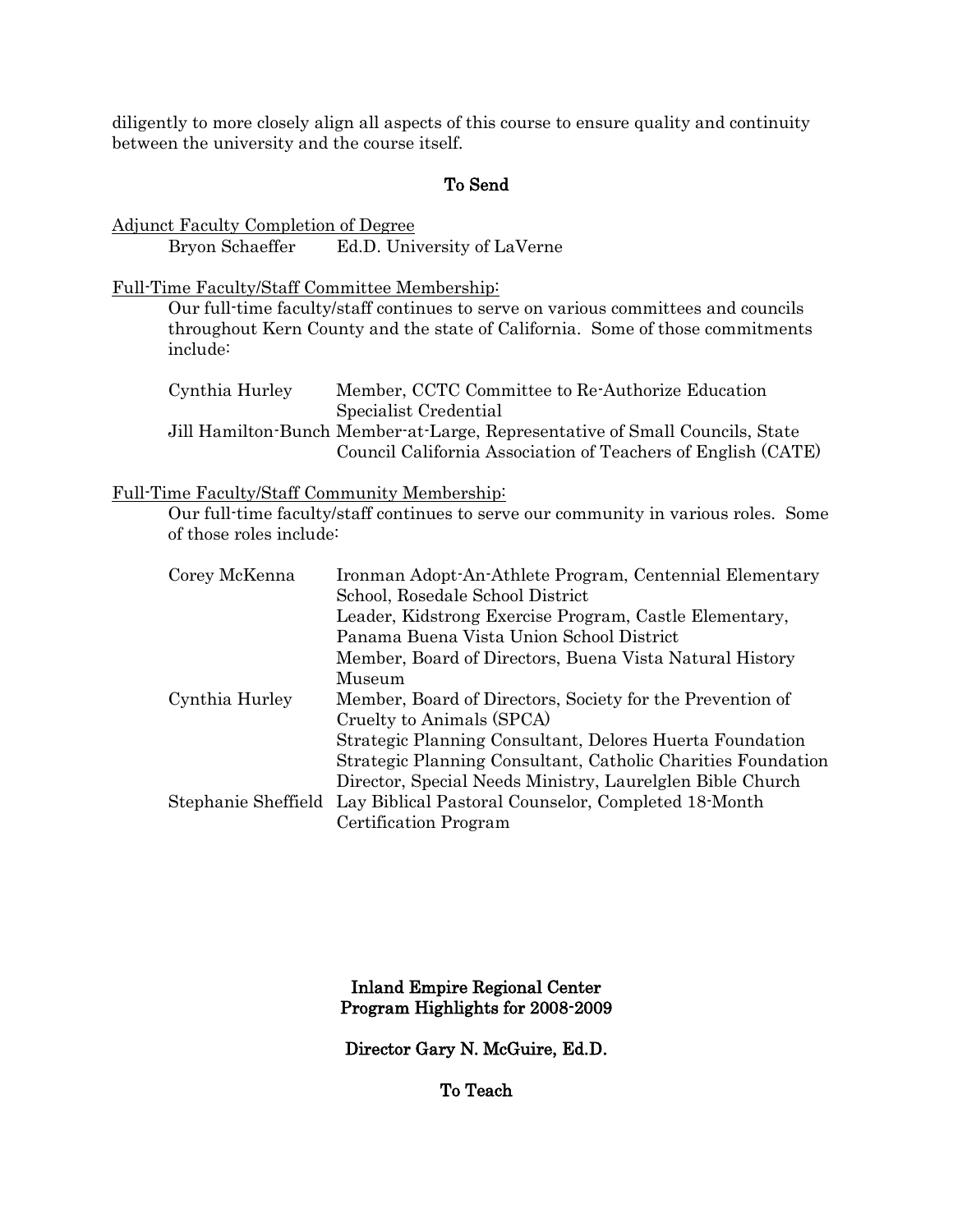diligently to more closely align all aspects of this course to ensure quality and continuity between the university and the course itself.

## To Send

Adjunct Faculty Completion of Degree

| | |
|---|---|
| Bryon Schaeffer | Ed.D. University of LaVerne |

Full-Time Faculty/Staff Committee Membership:

Our full-time faculty/staff continues to serve on various committees and councils throughout Kern County and the state of California. Some of those commitments include:

| | |
|---|---|
| Cynthia Hurley | Member, CCTC Committee to Re-Authorize Education Specialist Credential |
| Jill Hamilton-Bunch | Member-at-Large, Representative of Small Councils, State Council California Association of Teachers of English (CATE) |

Full-Time Faculty/Staff Community Membership:

Our full-time faculty/staff continues to serve our community in various roles. Some of those roles include:

| | |
|---|---|
| Corey McKenna | Ironman Adopt-An-Athlete Program, Centennial Elementary School, Rosedale School District |
| | Leader, Kidstrong Exercise Program, Castle Elementary, Panama Buena Vista Union School District |
| | Member, Board of Directors, Buena Vista Natural History Museum |
| Cynthia Hurley | Member, Board of Directors, Society for the Prevention of Cruelty to Animals (SPCA) |
| | Strategic Planning Consultant, Delores Huerta Foundation |
| | Strategic Planning Consultant, Catholic Charities Foundation |
| | Director, Special Needs Ministry, Laurelglen Bible Church |
| Stephanie Sheffield | Lay Biblical Pastoral Counselor, Completed 18-Month Certification Program |

## Inland Empire Regional Center
## Program Highlights for 2008-2009

### Director Gary N. McGuire, Ed.D.

## To Teach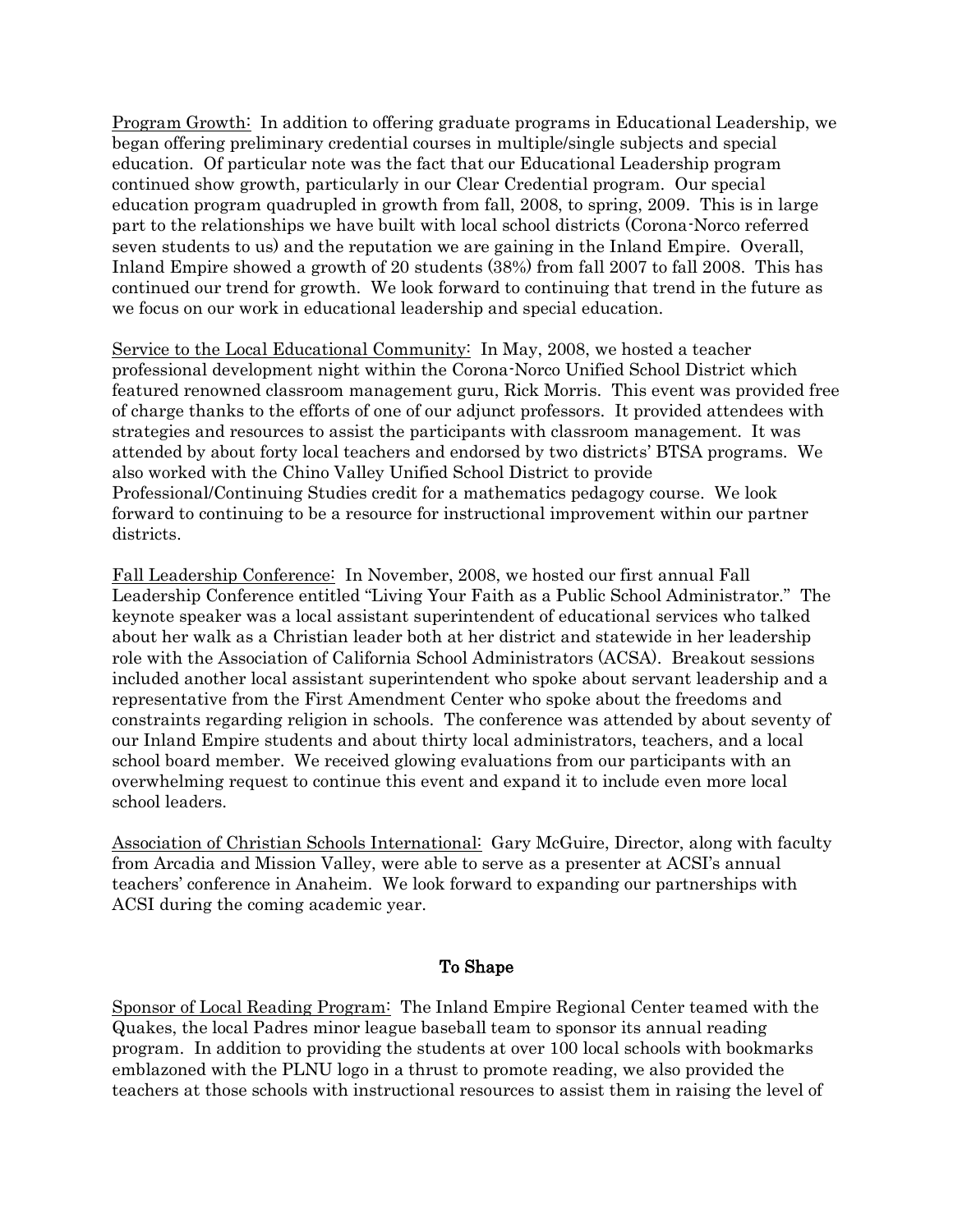<u>Program Growth</u>: In addition to offering graduate programs in Educational Leadership, we began offering preliminary credential courses in multiple/single subjects and special education. Of particular note was the fact that our Educational Leadership program continued show growth, particularly in our Clear Credential program. Our special education program quadrupled in growth from fall, 2008, to spring, 2009. This is in large part to the relationships we have built with local school districts (Corona-Norco referred seven students to us) and the reputation we are gaining in the Inland Empire. Overall, Inland Empire showed a growth of 20 students (38%) from fall 2007 to fall 2008. This has continued our trend for growth. We look forward to continuing that trend in the future as we focus on our work in educational leadership and special education.

<u>Service to the Local Educational Community</u>: In May, 2008, we hosted a teacher professional development night within the Corona-Norco Unified School District which featured renowned classroom management guru, Rick Morris. This event was provided free of charge thanks to the efforts of one of our adjunct professors. It provided attendees with strategies and resources to assist the participants with classroom management. It was attended by about forty local teachers and endorsed by two districts' BTSA programs. We also worked with the Chino Valley Unified School District to provide Professional/Continuing Studies credit for a mathematics pedagogy course. We look forward to continuing to be a resource for instructional improvement within our partner districts.

<u>Fall Leadership Conference</u>: In November, 2008, we hosted our first annual Fall Leadership Conference entitled "Living Your Faith as a Public School Administrator." The keynote speaker was a local assistant superintendent of educational services who talked about her walk as a Christian leader both at her district and statewide in her leadership role with the Association of California School Administrators (ACSA). Breakout sessions included another local assistant superintendent who spoke about servant leadership and a representative from the First Amendment Center who spoke about the freedoms and constraints regarding religion in schools. The conference was attended by about seventy of our Inland Empire students and about thirty local administrators, teachers, and a local school board member. We received glowing evaluations from our participants with an overwhelming request to continue this event and expand it to include even more local school leaders.

<u>Association of Christian Schools International</u>: Gary McGuire, Director, along with faculty from Arcadia and Mission Valley, were able to serve as a presenter at ACSI's annual teachers' conference in Anaheim. We look forward to expanding our partnerships with ACSI during the coming academic year.

## To Shape

<u>Sponsor of Local Reading Program</u>: The Inland Empire Regional Center teamed with the Quakes, the local Padres minor league baseball team to sponsor its annual reading program. In addition to providing the students at over 100 local schools with bookmarks emblazoned with the PLNU logo in a thrust to promote reading, we also provided the teachers at those schools with instructional resources to assist them in raising the level of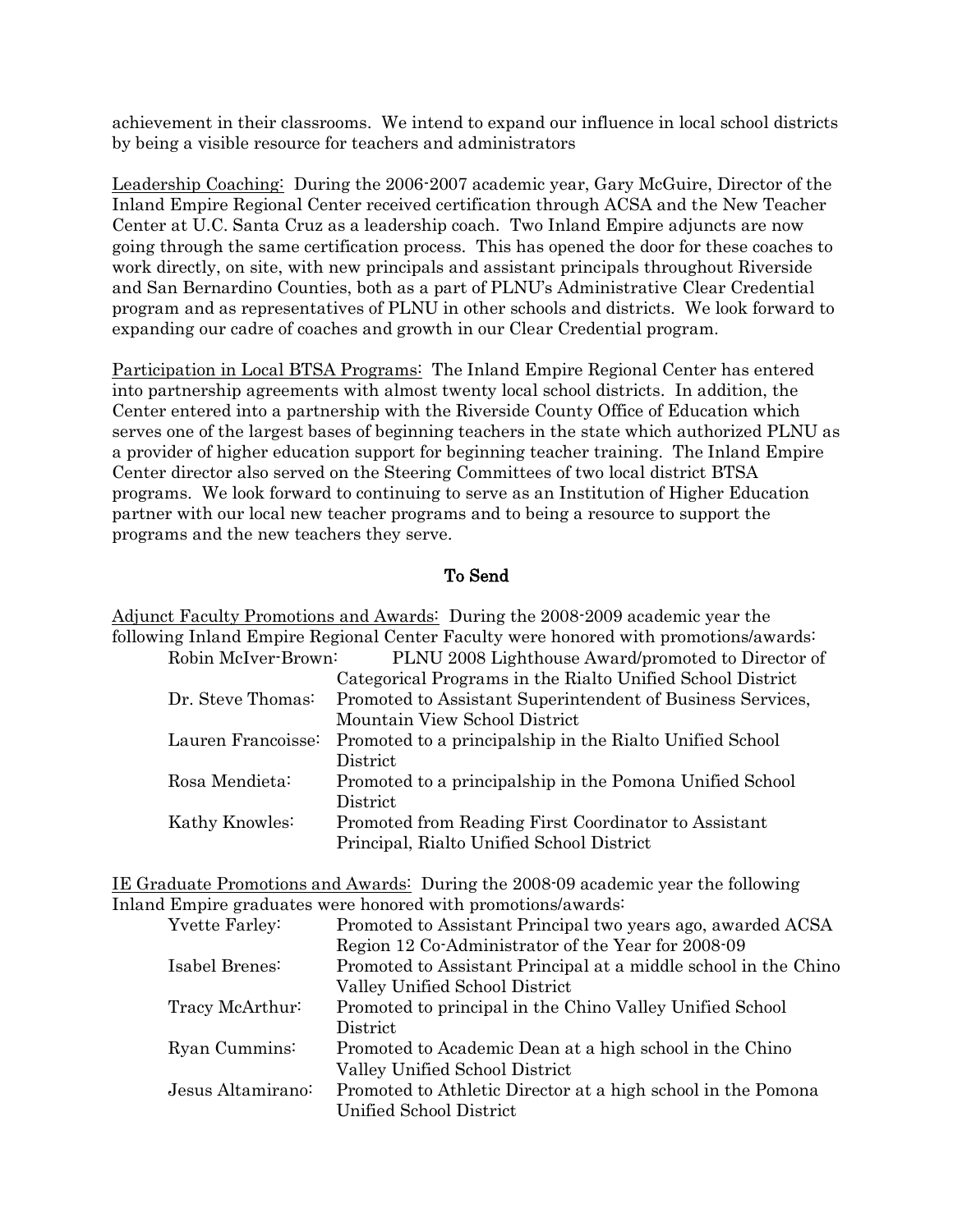achievement in their classrooms. We intend to expand our influence in local school districts by being a visible resource for teachers and administrators

Leadership Coaching: During the 2006-2007 academic year, Gary McGuire, Director of the Inland Empire Regional Center received certification through ACSA and the New Teacher Center at U.C. Santa Cruz as a leadership coach. Two Inland Empire adjuncts are now going through the same certification process. This has opened the door for these coaches to work directly, on site, with new principals and assistant principals throughout Riverside and San Bernardino Counties, both as a part of PLNU's Administrative Clear Credential program and as representatives of PLNU in other schools and districts. We look forward to expanding our cadre of coaches and growth in our Clear Credential program.

Participation in Local BTSA Programs: The Inland Empire Regional Center has entered into partnership agreements with almost twenty local school districts. In addition, the Center entered into a partnership with the Riverside County Office of Education which serves one of the largest bases of beginning teachers in the state which authorized PLNU as a provider of higher education support for beginning teacher training. The Inland Empire Center director also served on the Steering Committees of two local district BTSA programs. We look forward to continuing to serve as an Institution of Higher Education partner with our local new teacher programs and to being a resource to support the programs and the new teachers they serve.

## To Send

Adjunct Faculty Promotions and Awards: During the 2008-2009 academic year the following Inland Empire Regional Center Faculty were honored with promotions/awards:

- Robin McIver-Brown: PLNU 2008 Lighthouse Award/promoted to Director of Categorical Programs in the Rialto Unified School District
- Dr. Steve Thomas: Promoted to Assistant Superintendent of Business Services, Mountain View School District
- Lauren Francoisse: Promoted to a principalship in the Rialto Unified School District
- Rosa Mendieta: Promoted to a principalship in the Pomona Unified School District
- Kathy Knowles: Promoted from Reading First Coordinator to Assistant Principal, Rialto Unified School District

IE Graduate Promotions and Awards: During the 2008-09 academic year the following Inland Empire graduates were honored with promotions/awards:

- Yvette Farley: Promoted to Assistant Principal two years ago, awarded ACSA Region 12 Co-Administrator of the Year for 2008-09
- Isabel Brenes: Promoted to Assistant Principal at a middle school in the Chino Valley Unified School District
- Tracy McArthur: Promoted to principal in the Chino Valley Unified School District
- Ryan Cummins: Promoted to Academic Dean at a high school in the Chino Valley Unified School District
- Jesus Altamirano: Promoted to Athletic Director at a high school in the Pomona Unified School District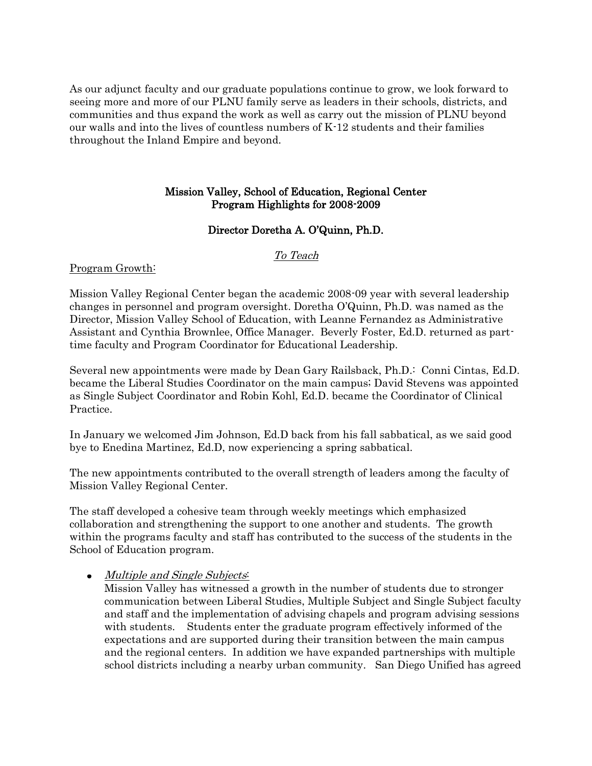As our adjunct faculty and our graduate populations continue to grow, we look forward to seeing more and more of our PLNU family serve as leaders in their schools, districts, and communities and thus expand the work as well as carry out the mission of PLNU beyond our walls and into the lives of countless numbers of K-12 students and their families throughout the Inland Empire and beyond.

## Mission Valley, School of Education, Regional Center Program Highlights for 2008-2009

### Director Doretha A. O'Quinn, Ph.D.

*To Teach*

Program Growth:

Mission Valley Regional Center began the academic 2008-09 year with several leadership changes in personnel and program oversight. Doretha O'Quinn, Ph.D. was named as the Director, Mission Valley School of Education, with Leanne Fernandez as Administrative Assistant and Cynthia Brownlee, Office Manager. Beverly Foster, Ed.D. returned as part-time faculty and Program Coordinator for Educational Leadership.

Several new appointments were made by Dean Gary Railsback, Ph.D.: Conni Cintas, Ed.D. became the Liberal Studies Coordinator on the main campus; David Stevens was appointed as Single Subject Coordinator and Robin Kohl, Ed.D. became the Coordinator of Clinical Practice.

In January we welcomed Jim Johnson, Ed.D back from his fall sabbatical, as we said good bye to Enedina Martinez, Ed.D, now experiencing a spring sabbatical.

The new appointments contributed to the overall strength of leaders among the faculty of Mission Valley Regional Center.

The staff developed a cohesive team through weekly meetings which emphasized collaboration and strengthening the support to one another and students. The growth within the programs faculty and staff has contributed to the success of the students in the School of Education program.

- *Multiple and Single Subjects*:
  Mission Valley has witnessed a growth in the number of students due to stronger communication between Liberal Studies, Multiple Subject and Single Subject faculty and staff and the implementation of advising chapels and program advising sessions with students. Students enter the graduate program effectively informed of the expectations and are supported during their transition between the main campus and the regional centers. In addition we have expanded partnerships with multiple school districts including a nearby urban community. San Diego Unified has agreed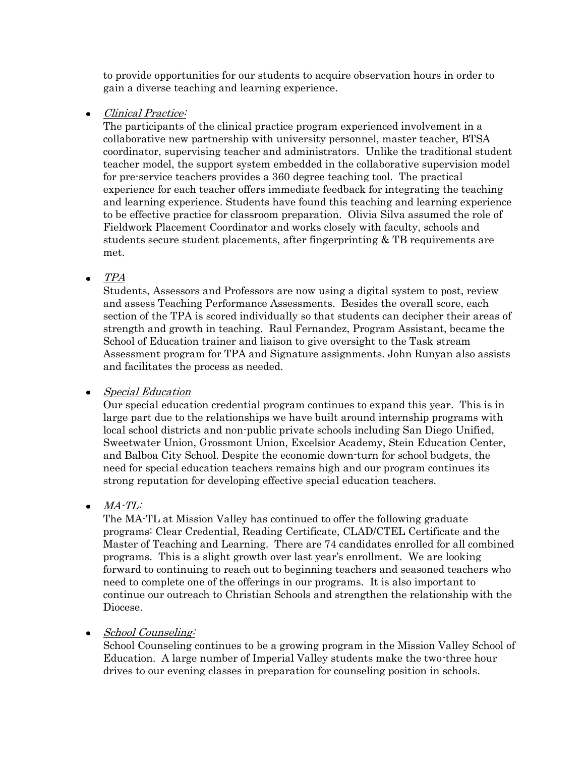to provide opportunities for our students to acquire observation hours in order to gain a diverse teaching and learning experience.

- *Clinical Practice:*
  The participants of the clinical practice program experienced involvement in a collaborative new partnership with university personnel, master teacher, BTSA coordinator, supervising teacher and administrators. Unlike the traditional student teacher model, the support system embedded in the collaborative supervision model for pre-service teachers provides a 360 degree teaching tool. The practical experience for each teacher offers immediate feedback for integrating the teaching and learning experience. Students have found this teaching and learning experience to be effective practice for classroom preparation. Olivia Silva assumed the role of Fieldwork Placement Coordinator and works closely with faculty, schools and students secure student placements, after fingerprinting & TB requirements are met.

- *TPA*
  Students, Assessors and Professors are now using a digital system to post, review and assess Teaching Performance Assessments. Besides the overall score, each section of the TPA is scored individually so that students can decipher their areas of strength and growth in teaching. Raul Fernandez, Program Assistant, became the School of Education trainer and liaison to give oversight to the Task stream Assessment program for TPA and Signature assignments. John Runyan also assists and facilitates the process as needed.

- *Special Education*
  Our special education credential program continues to expand this year. This is in large part due to the relationships we have built around internship programs with local school districts and non-public private schools including San Diego Unified, Sweetwater Union, Grossmont Union, Excelsior Academy, Stein Education Center, and Balboa City School. Despite the economic down-turn for school budgets, the need for special education teachers remains high and our program continues its strong reputation for developing effective special education teachers.

- *MA-TL:*
  The MA-TL at Mission Valley has continued to offer the following graduate programs: Clear Credential, Reading Certificate, CLAD/CTEL Certificate and the Master of Teaching and Learning. There are 74 candidates enrolled for all combined programs. This is a slight growth over last year's enrollment. We are looking forward to continuing to reach out to beginning teachers and seasoned teachers who need to complete one of the offerings in our programs. It is also important to continue our outreach to Christian Schools and strengthen the relationship with the Diocese.

- *School Counseling:*
  School Counseling continues to be a growing program in the Mission Valley School of Education. A large number of Imperial Valley students make the two-three hour drives to our evening classes in preparation for counseling position in schools.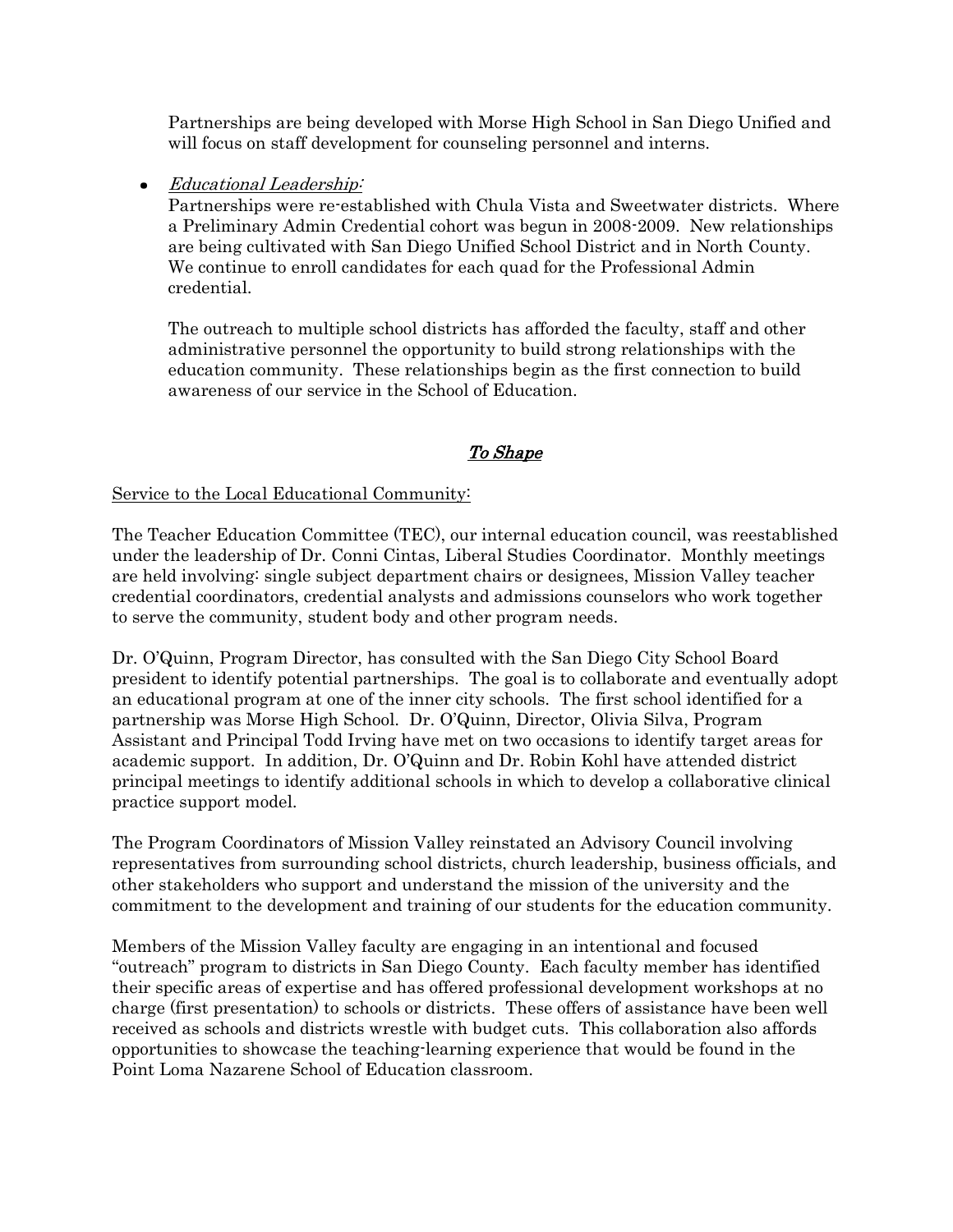Partnerships are being developed with Morse High School in San Diego Unified and will focus on staff development for counseling personnel and interns.

- *Educational Leadership:*
  Partnerships were re-established with Chula Vista and Sweetwater districts. Where a Preliminary Admin Credential cohort was begun in 2008-2009. New relationships are being cultivated with San Diego Unified School District and in North County. We continue to enroll candidates for each quad for the Professional Admin credential.

  The outreach to multiple school districts has afforded the faculty, staff and other administrative personnel the opportunity to build strong relationships with the education community. These relationships begin as the first connection to build awareness of our service in the School of Education.

## *To Shape*

Service to the Local Educational Community:

The Teacher Education Committee (TEC), our internal education council, was reestablished under the leadership of Dr. Conni Cintas, Liberal Studies Coordinator. Monthly meetings are held involving: single subject department chairs or designees, Mission Valley teacher credential coordinators, credential analysts and admissions counselors who work together to serve the community, student body and other program needs.

Dr. O'Quinn, Program Director, has consulted with the San Diego City School Board president to identify potential partnerships. The goal is to collaborate and eventually adopt an educational program at one of the inner city schools. The first school identified for a partnership was Morse High School. Dr. O'Quinn, Director, Olivia Silva, Program Assistant and Principal Todd Irving have met on two occasions to identify target areas for academic support. In addition, Dr. O'Quinn and Dr. Robin Kohl have attended district principal meetings to identify additional schools in which to develop a collaborative clinical practice support model.

The Program Coordinators of Mission Valley reinstated an Advisory Council involving representatives from surrounding school districts, church leadership, business officials, and other stakeholders who support and understand the mission of the university and the commitment to the development and training of our students for the education community.

Members of the Mission Valley faculty are engaging in an intentional and focused "outreach" program to districts in San Diego County. Each faculty member has identified their specific areas of expertise and has offered professional development workshops at no charge (first presentation) to schools or districts. These offers of assistance have been well received as schools and districts wrestle with budget cuts. This collaboration also affords opportunities to showcase the teaching-learning experience that would be found in the Point Loma Nazarene School of Education classroom.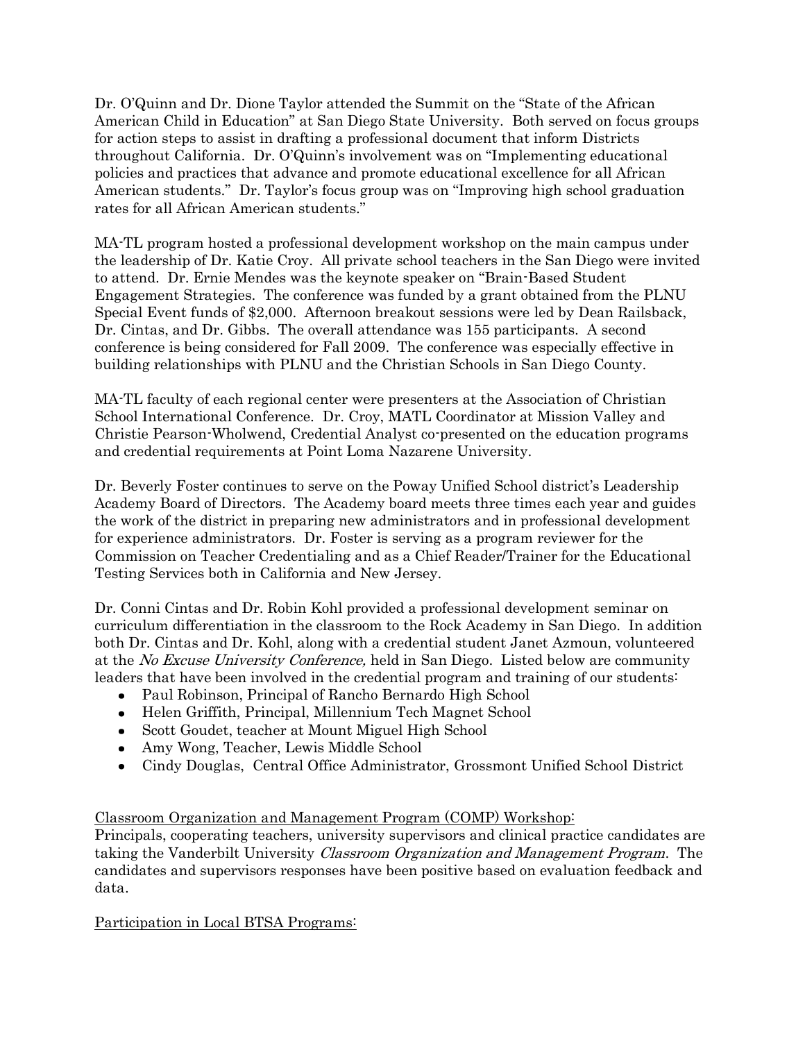Dr. O'Quinn and Dr. Dione Taylor attended the Summit on the "State of the African American Child in Education" at San Diego State University. Both served on focus groups for action steps to assist in drafting a professional document that inform Districts throughout California. Dr. O'Quinn's involvement was on "Implementing educational policies and practices that advance and promote educational excellence for all African American students." Dr. Taylor's focus group was on "Improving high school graduation rates for all African American students."

MA-TL program hosted a professional development workshop on the main campus under the leadership of Dr. Katie Croy. All private school teachers in the San Diego were invited to attend. Dr. Ernie Mendes was the keynote speaker on "Brain-Based Student Engagement Strategies. The conference was funded by a grant obtained from the PLNU Special Event funds of $2,000. Afternoon breakout sessions were led by Dean Railsback, Dr. Cintas, and Dr. Gibbs. The overall attendance was 155 participants. A second conference is being considered for Fall 2009. The conference was especially effective in building relationships with PLNU and the Christian Schools in San Diego County.

MA-TL faculty of each regional center were presenters at the Association of Christian School International Conference. Dr. Croy, MATL Coordinator at Mission Valley and Christie Pearson-Wholwend, Credential Analyst co-presented on the education programs and credential requirements at Point Loma Nazarene University.

Dr. Beverly Foster continues to serve on the Poway Unified School district's Leadership Academy Board of Directors. The Academy board meets three times each year and guides the work of the district in preparing new administrators and in professional development for experience administrators. Dr. Foster is serving as a program reviewer for the Commission on Teacher Credentialing and as a Chief Reader/Trainer for the Educational Testing Services both in California and New Jersey.

Dr. Conni Cintas and Dr. Robin Kohl provided a professional development seminar on curriculum differentiation in the classroom to the Rock Academy in San Diego. In addition both Dr. Cintas and Dr. Kohl, along with a credential student Janet Azmoun, volunteered at the *No Excuse University Conference,* held in San Diego. Listed below are community leaders that have been involved in the credential program and training of our students:

- Paul Robinson, Principal of Rancho Bernardo High School
- Helen Griffith, Principal, Millennium Tech Magnet School
- Scott Goudet, teacher at Mount Miguel High School
- Amy Wong, Teacher, Lewis Middle School
- Cindy Douglas, Central Office Administrator, Grossmont Unified School District

<u>Classroom Organization and Management Program (COMP) Workshop:</u>
Principals, cooperating teachers, university supervisors and clinical practice candidates are taking the Vanderbilt University *Classroom Organization and Management Program*. The candidates and supervisors responses have been positive based on evaluation feedback and data.

<u>Participation in Local BTSA Programs:</u>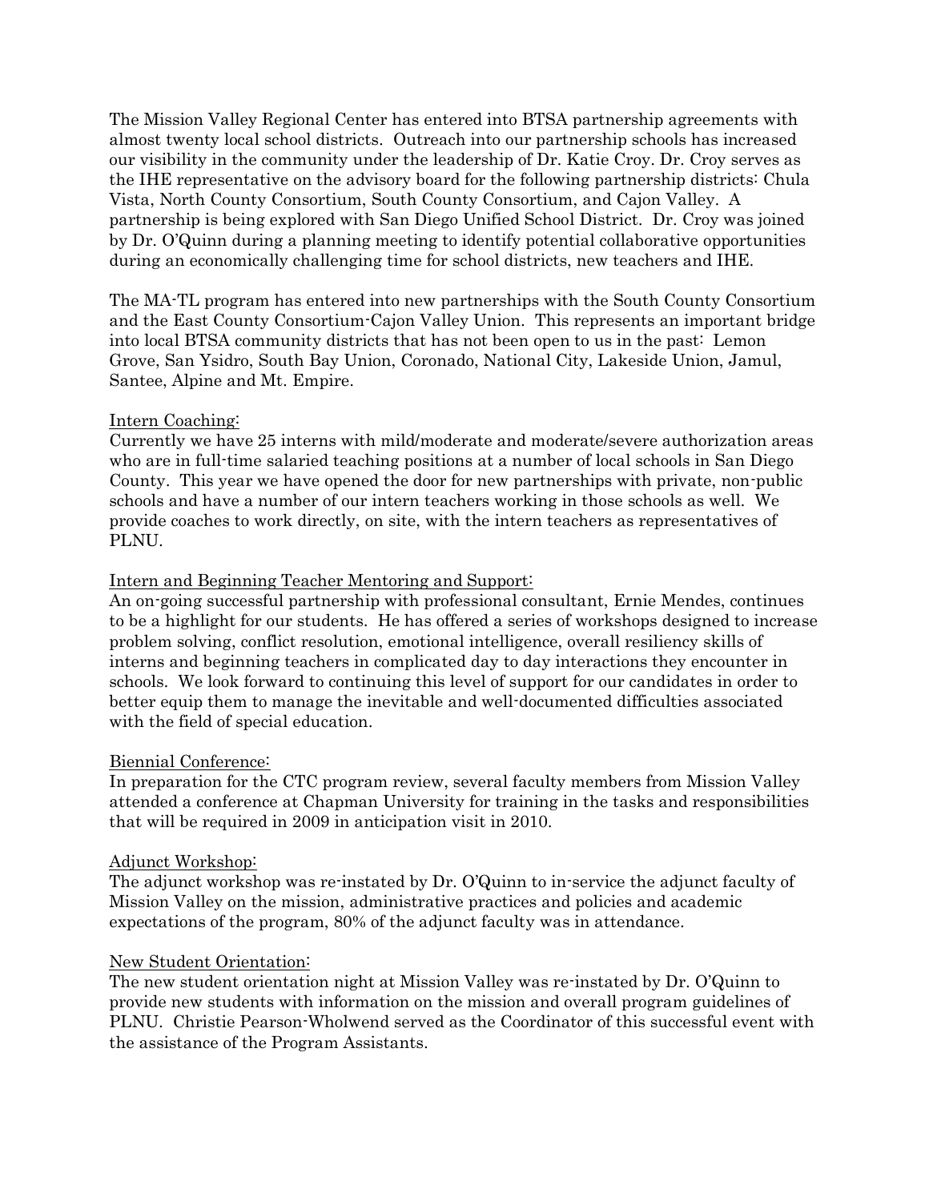The Mission Valley Regional Center has entered into BTSA partnership agreements with almost twenty local school districts. Outreach into our partnership schools has increased our visibility in the community under the leadership of Dr. Katie Croy. Dr. Croy serves as the IHE representative on the advisory board for the following partnership districts: Chula Vista, North County Consortium, South County Consortium, and Cajon Valley. A partnership is being explored with San Diego Unified School District. Dr. Croy was joined by Dr. O'Quinn during a planning meeting to identify potential collaborative opportunities during an economically challenging time for school districts, new teachers and IHE.

The MA-TL program has entered into new partnerships with the South County Consortium and the East County Consortium-Cajon Valley Union. This represents an important bridge into local BTSA community districts that has not been open to us in the past: Lemon Grove, San Ysidro, South Bay Union, Coronado, National City, Lakeside Union, Jamul, Santee, Alpine and Mt. Empire.

<u>Intern Coaching:</u>
Currently we have 25 interns with mild/moderate and moderate/severe authorization areas who are in full-time salaried teaching positions at a number of local schools in San Diego County. This year we have opened the door for new partnerships with private, non-public schools and have a number of our intern teachers working in those schools as well. We provide coaches to work directly, on site, with the intern teachers as representatives of PLNU.

<u>Intern and Beginning Teacher Mentoring and Support:</u>
An on-going successful partnership with professional consultant, Ernie Mendes, continues to be a highlight for our students. He has offered a series of workshops designed to increase problem solving, conflict resolution, emotional intelligence, overall resiliency skills of interns and beginning teachers in complicated day to day interactions they encounter in schools. We look forward to continuing this level of support for our candidates in order to better equip them to manage the inevitable and well-documented difficulties associated with the field of special education.

<u>Biennial Conference:</u>
In preparation for the CTC program review, several faculty members from Mission Valley attended a conference at Chapman University for training in the tasks and responsibilities that will be required in 2009 in anticipation visit in 2010.

<u>Adjunct Workshop:</u>
The adjunct workshop was re-instated by Dr. O'Quinn to in-service the adjunct faculty of Mission Valley on the mission, administrative practices and policies and academic expectations of the program, 80% of the adjunct faculty was in attendance.

<u>New Student Orientation:</u>
The new student orientation night at Mission Valley was re-instated by Dr. O'Quinn to provide new students with information on the mission and overall program guidelines of PLNU. Christie Pearson-Wholwend served as the Coordinator of this successful event with the assistance of the Program Assistants.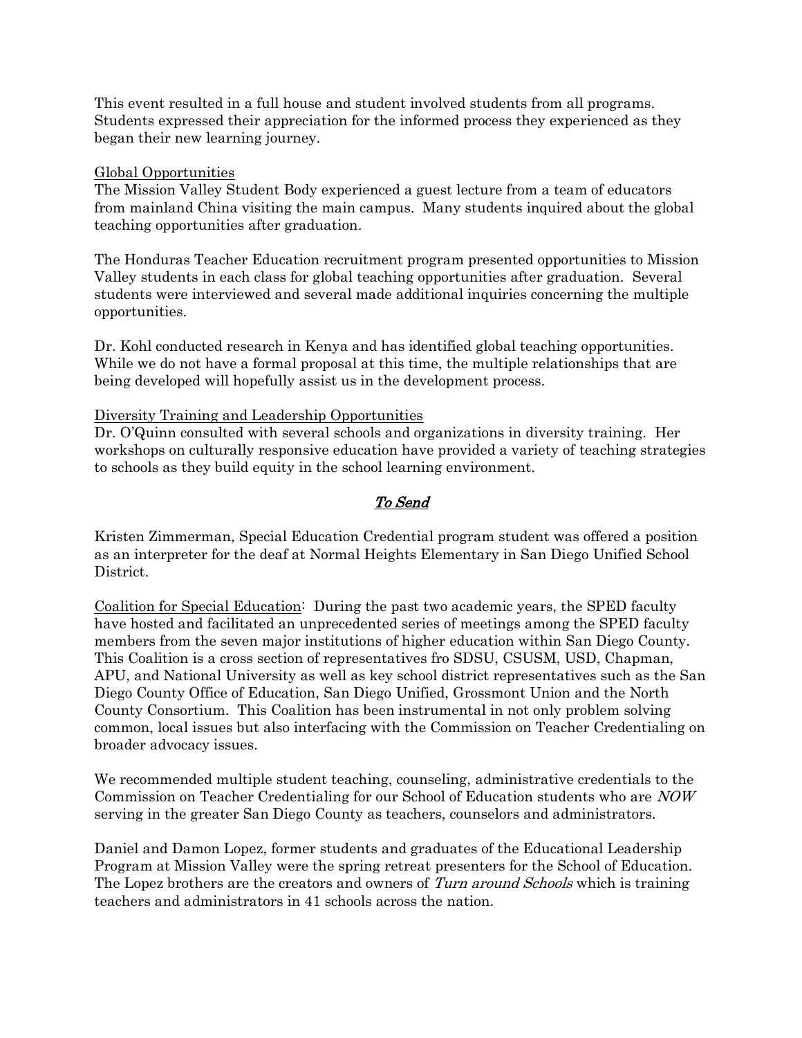This event resulted in a full house and student involved students from all programs. Students expressed their appreciation for the informed process they experienced as they began their new learning journey.

Global Opportunities

The Mission Valley Student Body experienced a guest lecture from a team of educators from mainland China visiting the main campus. Many students inquired about the global teaching opportunities after graduation.

The Honduras Teacher Education recruitment program presented opportunities to Mission Valley students in each class for global teaching opportunities after graduation. Several students were interviewed and several made additional inquiries concerning the multiple opportunities.

Dr. Kohl conducted research in Kenya and has identified global teaching opportunities. While we do not have a formal proposal at this time, the multiple relationships that are being developed will hopefully assist us in the development process.

Diversity Training and Leadership Opportunities

Dr. O'Quinn consulted with several schools and organizations in diversity training. Her workshops on culturally responsive education have provided a variety of teaching strategies to schools as they build equity in the school learning environment.

## *To Send*

Kristen Zimmerman, Special Education Credential program student was offered a position as an interpreter for the deaf at Normal Heights Elementary in San Diego Unified School District.

Coalition for Special Education: During the past two academic years, the SPED faculty have hosted and facilitated an unprecedented series of meetings among the SPED faculty members from the seven major institutions of higher education within San Diego County. This Coalition is a cross section of representatives fro SDSU, CSUSM, USD, Chapman, APU, and National University as well as key school district representatives such as the San Diego County Office of Education, San Diego Unified, Grossmont Union and the North County Consortium. This Coalition has been instrumental in not only problem solving common, local issues but also interfacing with the Commission on Teacher Credentialing on broader advocacy issues.

We recommended multiple student teaching, counseling, administrative credentials to the Commission on Teacher Credentialing for our School of Education students who are *NOW* serving in the greater San Diego County as teachers, counselors and administrators.

Daniel and Damon Lopez, former students and graduates of the Educational Leadership Program at Mission Valley were the spring retreat presenters for the School of Education. The Lopez brothers are the creators and owners of *Turn around Schools* which is training teachers and administrators in 41 schools across the nation.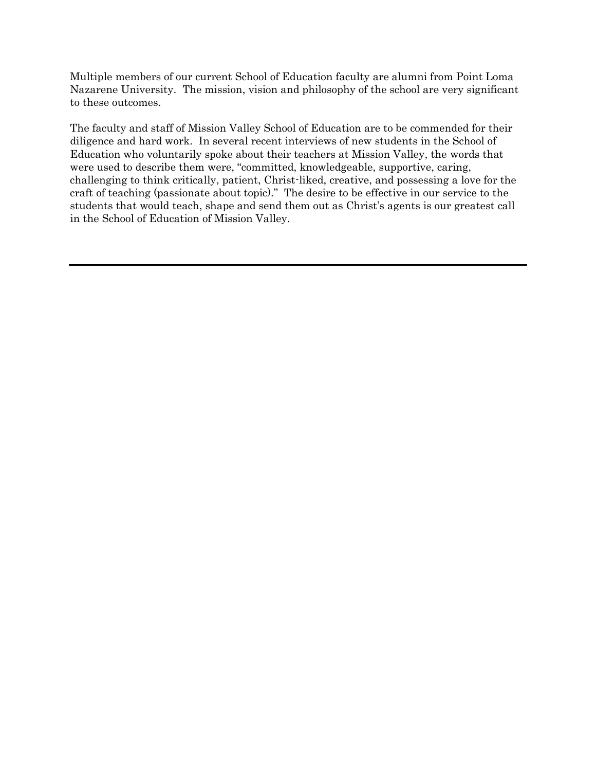Multiple members of our current School of Education faculty are alumni from Point Loma Nazarene University. The mission, vision and philosophy of the school are very significant to these outcomes.

The faculty and staff of Mission Valley School of Education are to be commended for their diligence and hard work. In several recent interviews of new students in the School of Education who voluntarily spoke about their teachers at Mission Valley, the words that were used to describe them were, "committed, knowledgeable, supportive, caring, challenging to think critically, patient, Christ-liked, creative, and possessing a love for the craft of teaching (passionate about topic)." The desire to be effective in our service to the students that would teach, shape and send them out as Christ's agents is our greatest call in the School of Education of Mission Valley.

---